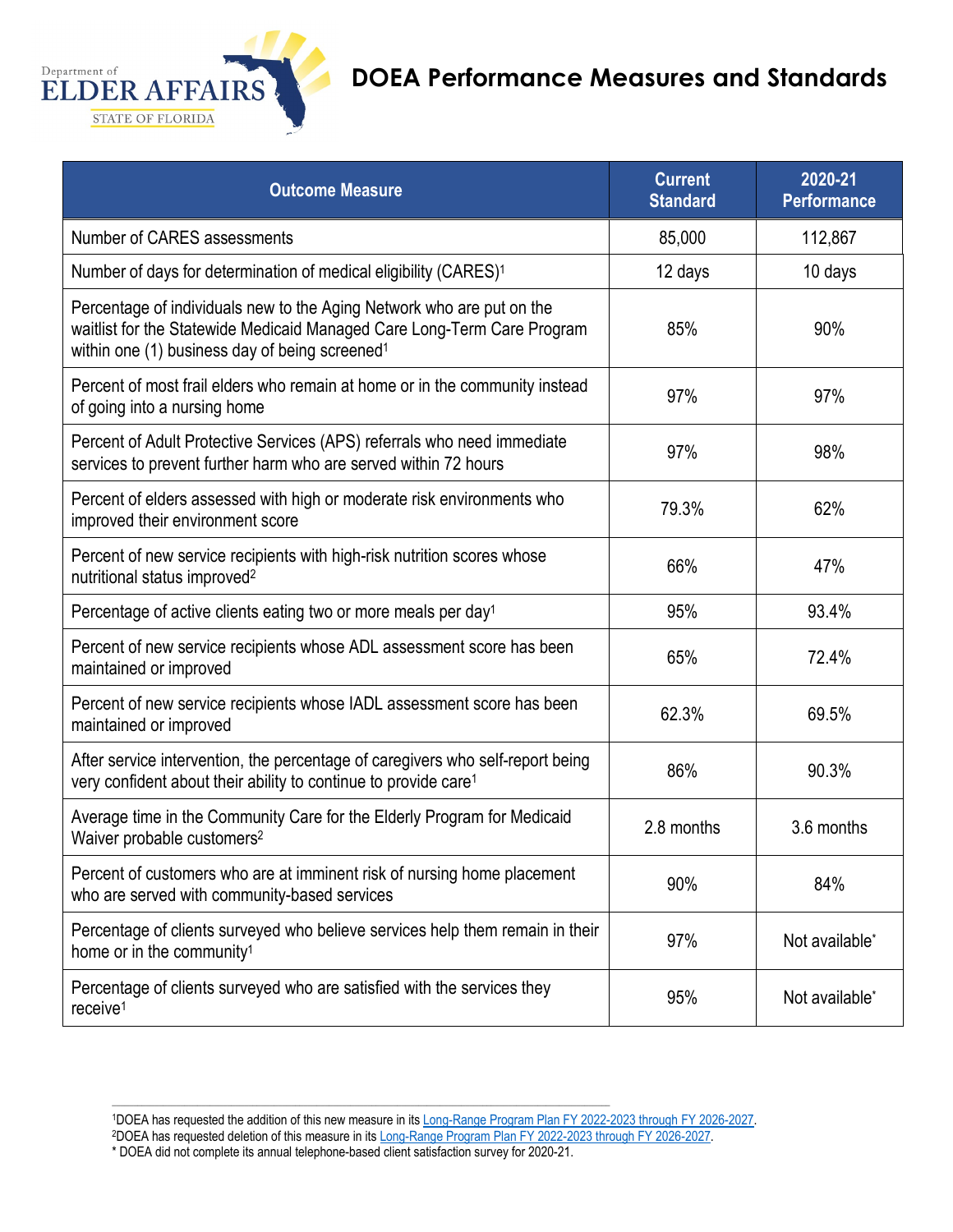# DOEA Performance Measures and Standards

| Outcome Measure | Current Standard | 2020-21 Performance |
|---|---|---|
| Number of CARES assessments | 85,000 | 112,867 |
| Number of days for determination of medical eligibility (CARES)[1] | 12 days | 10 days |
| Percentage of individuals new to the Aging Network who are put on the waitlist for the Statewide Medicaid Managed Care Long-Term Care Program within one (1) business day of being screened[1] | 85% | 90% |
| Percent of most frail elders who remain at home or in the community instead of going into a nursing home | 97% | 97% |
| Percent of Adult Protective Services (APS) referrals who need immediate services to prevent further harm who are served within 72 hours | 97% | 98% |
| Percent of elders assessed with high or moderate risk environments who improved their environment score | 79.3% | 62% |
| Percent of new service recipients with high-risk nutrition scores whose nutritional status improved[2] | 66% | 47% |
| Percentage of active clients eating two or more meals per day[1] | 95% | 93.4% |
| Percent of new service recipients whose ADL assessment score has been maintained or improved | 65% | 72.4% |
| Percent of new service recipients whose IADL assessment score has been maintained or improved | 62.3% | 69.5% |
| After service intervention, the percentage of caregivers who self-report being very confident about their ability to continue to provide care[1] | 86% | 90.3% |
| Average time in the Community Care for the Elderly Program for Medicaid Waiver probable customers[2] | 2.8 months | 3.6 months |
| Percent of customers who are at imminent risk of nursing home placement who are served with community-based services | 90% | 84% |
| Percentage of clients surveyed who believe services help them remain in their home or in the community[1] | 97% | Not available* |
| Percentage of clients surveyed who are satisfied with the services they receive[1] | 95% | Not available* |

[1]DOEA has requested the addition of this new measure in its Long-Range Program Plan FY 2022-2023 through FY 2026-2027.
[2]DOEA has requested deletion of this measure in its Long-Range Program Plan FY 2022-2023 through FY 2026-2027.
* DOEA did not complete its annual telephone-based client satisfaction survey for 2020-21.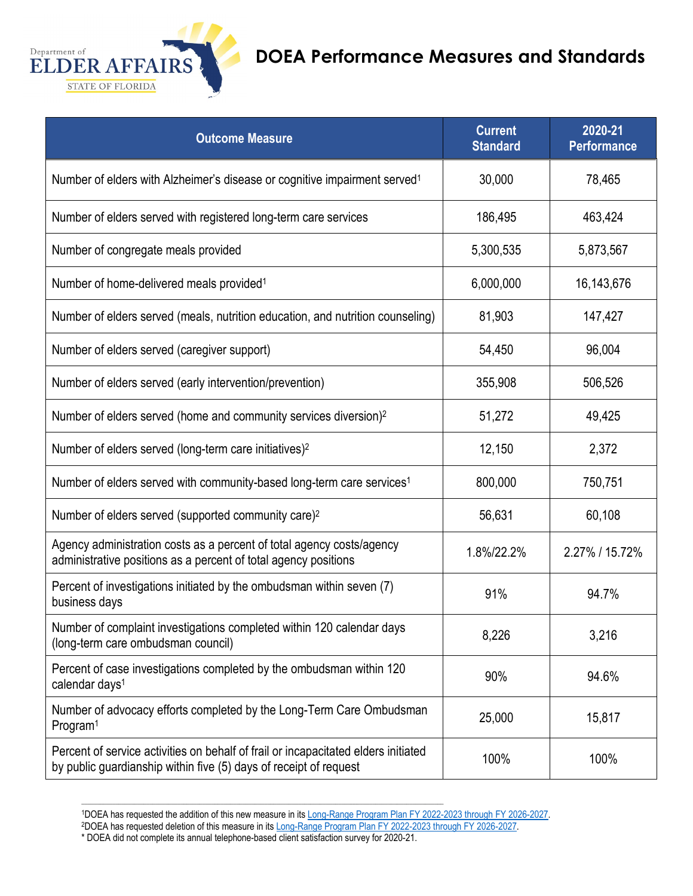# DOEA Performance Measures and Standards

| Outcome Measure | Current Standard | 2020-21 Performance |
| --- | --- | --- |
| Number of elders with Alzheimer's disease or cognitive impairment served[1] | 30,000 | 78,465 |
| Number of elders served with registered long-term care services | 186,495 | 463,424 |
| Number of congregate meals provided | 5,300,535 | 5,873,567 |
| Number of home-delivered meals provided[1] | 6,000,000 | 16,143,676 |
| Number of elders served (meals, nutrition education, and nutrition counseling) | 81,903 | 147,427 |
| Number of elders served (caregiver support) | 54,450 | 96,004 |
| Number of elders served (early intervention/prevention) | 355,908 | 506,526 |
| Number of elders served (home and community services diversion)[2] | 51,272 | 49,425 |
| Number of elders served (long-term care initiatives)[2] | 12,150 | 2,372 |
| Number of elders served with community-based long-term care services[1] | 800,000 | 750,751 |
| Number of elders served (supported community care)[2] | 56,631 | 60,108 |
| Agency administration costs as a percent of total agency costs/agency administrative positions as a percent of total agency positions | 1.8%/22.2% | 2.27% / 15.72% |
| Percent of investigations initiated by the ombudsman within seven (7) business days | 91% | 94.7% |
| Number of complaint investigations completed within 120 calendar days (long-term care ombudsman council) | 8,226 | 3,216 |
| Percent of case investigations completed by the ombudsman within 120 calendar days[1] | 90% | 94.6% |
| Number of advocacy efforts completed by the Long-Term Care Ombudsman Program[1] | 25,000 | 15,817 |
| Percent of service activities on behalf of frail or incapacitated elders initiated by public guardianship within five (5) days of receipt of request | 100% | 100% |

[1]DOEA has requested the addition of this new measure in its Long-Range Program Plan FY 2022-2023 through FY 2026-2027.
[2]DOEA has requested deletion of this measure in its Long-Range Program Plan FY 2022-2023 through FY 2026-2027.
* DOEA did not complete its annual telephone-based client satisfaction survey for 2020-21.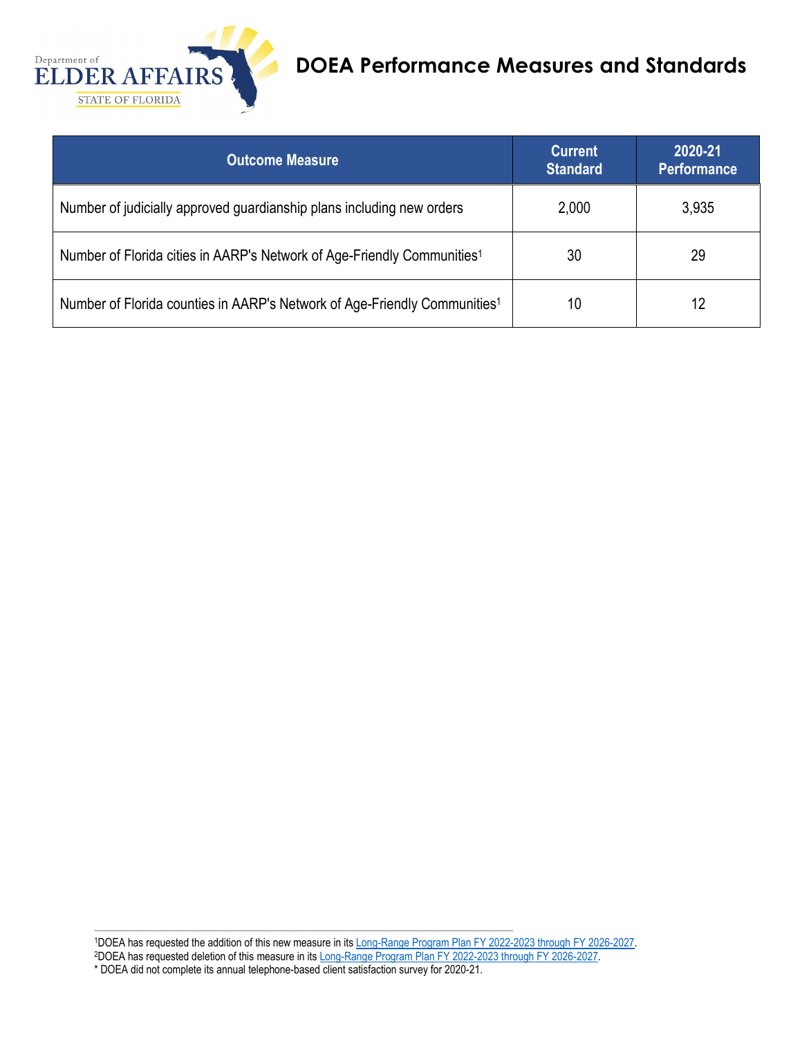# DOEA Performance Measures and Standards

| Outcome Measure | Current Standard | 2020-21 Performance |
|---|---|---|
| Number of judicially approved guardianship plans including new orders | 2,000 | 3,935 |
| Number of Florida cities in AARP's Network of Age-Friendly Communities[1] | 30 | 29 |
| Number of Florida counties in AARP's Network of Age-Friendly Communities[1] | 10 | 12 |

[1]DOEA has requested the addition of this new measure in its Long-Range Program Plan FY 2022-2023 through FY 2026-2027.
[2]DOEA has requested deletion of this measure in its Long-Range Program Plan FY 2022-2023 through FY 2026-2027.
* DOEA did not complete its annual telephone-based client satisfaction survey for 2020-21.